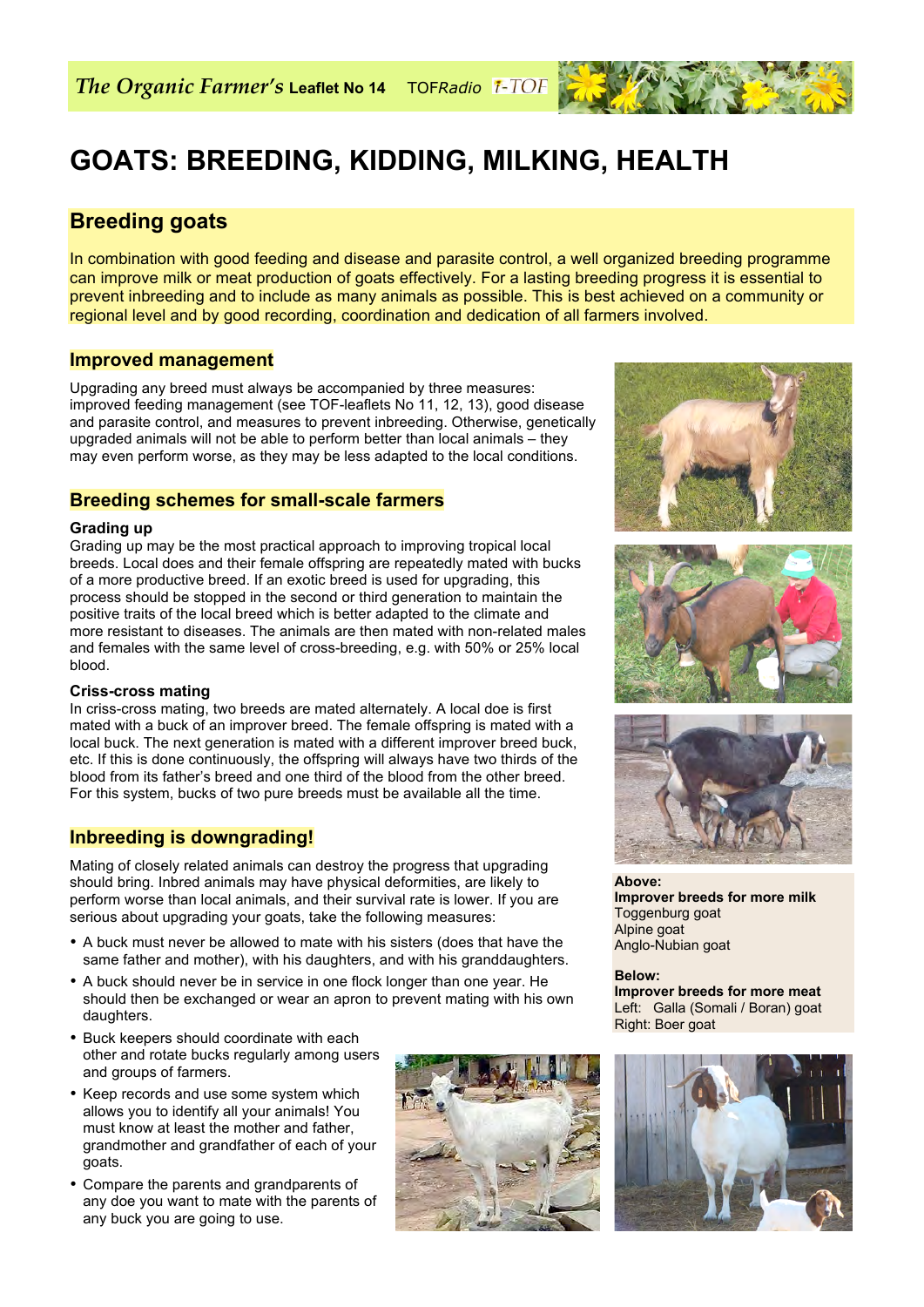*The Organic Farmer's* **Leaflet No 14** TOF*Radio* i-TOF

# GOATS: BREEDING, KIDDING, MILKING, HEALTH

## Breeding goats

In combination with good feeding and disease and parasite control, a well organized breeding programme can improve milk or meat production of goats effectively. For a lasting breeding progress it is essential to prevent inbreeding and to include as many animals as possible. This is best achieved on a community or regional level and by good recording, coordination and dedication of all farmers involved.

### Improved management

Upgrading any breed must always be accompanied by three measures: improved feeding management (see TOF-leaflets No 11, 12, 13), good disease and parasite control, and measures to prevent inbreeding. Otherwise, genetically upgraded animals will not be able to perform better than local animals – they may even perform worse, as they may be less adapted to the local conditions.

### Breeding schemes for small-scale farmers

**Grading up**

Grading up may be the most practical approach to improving tropical local breeds. Local does and their female offspring are repeatedly mated with bucks of a more productive breed. If an exotic breed is used for upgrading, this process should be stopped in the second or third generation to maintain the positive traits of the local breed which is better adapted to the climate and more resistant to diseases. The animals are then mated with non-related males and females with the same level of cross-breeding, e.g. with 50% or 25% local blood.

**Criss-cross mating**

In criss-cross mating, two breeds are mated alternately. A local doe is first mated with a buck of an improver breed. The female offspring is mated with a local buck. The next generation is mated with a different improver breed buck, etc. If this is done continuously, the offspring will always have two thirds of the blood from its father's breed and one third of the blood from the other breed. For this system, bucks of two pure breeds must be available all the time.

### Inbreeding is downgrading!

Mating of closely related animals can destroy the progress that upgrading should bring. Inbred animals may have physical deformities, are likely to perform worse than local animals, and their survival rate is lower. If you are serious about upgrading your goats, take the following measures:

- A buck must never be allowed to mate with his sisters (does that have the same father and mother), with his daughters, and with his granddaughters.
- A buck should never be in service in one flock longer than one year. He should then be exchanged or wear an apron to prevent mating with his own daughters.
- Buck keepers should coordinate with each other and rotate bucks regularly among users and groups of farmers.
- Keep records and use some system which allows you to identify all your animals! You must know at least the mother and father, grandmother and grandfather of each of your goats.
- Compare the parents and grandparents of any doe you want to mate with the parents of any buck you are going to use.

**Above:**
**Improver breeds for more milk**
Toggenburg goat
Alpine goat
Anglo-Nubian goat

**Below:**
**Improver breeds for more meat**
Left: Galla (Somali / Boran) goat
Right: Boer goat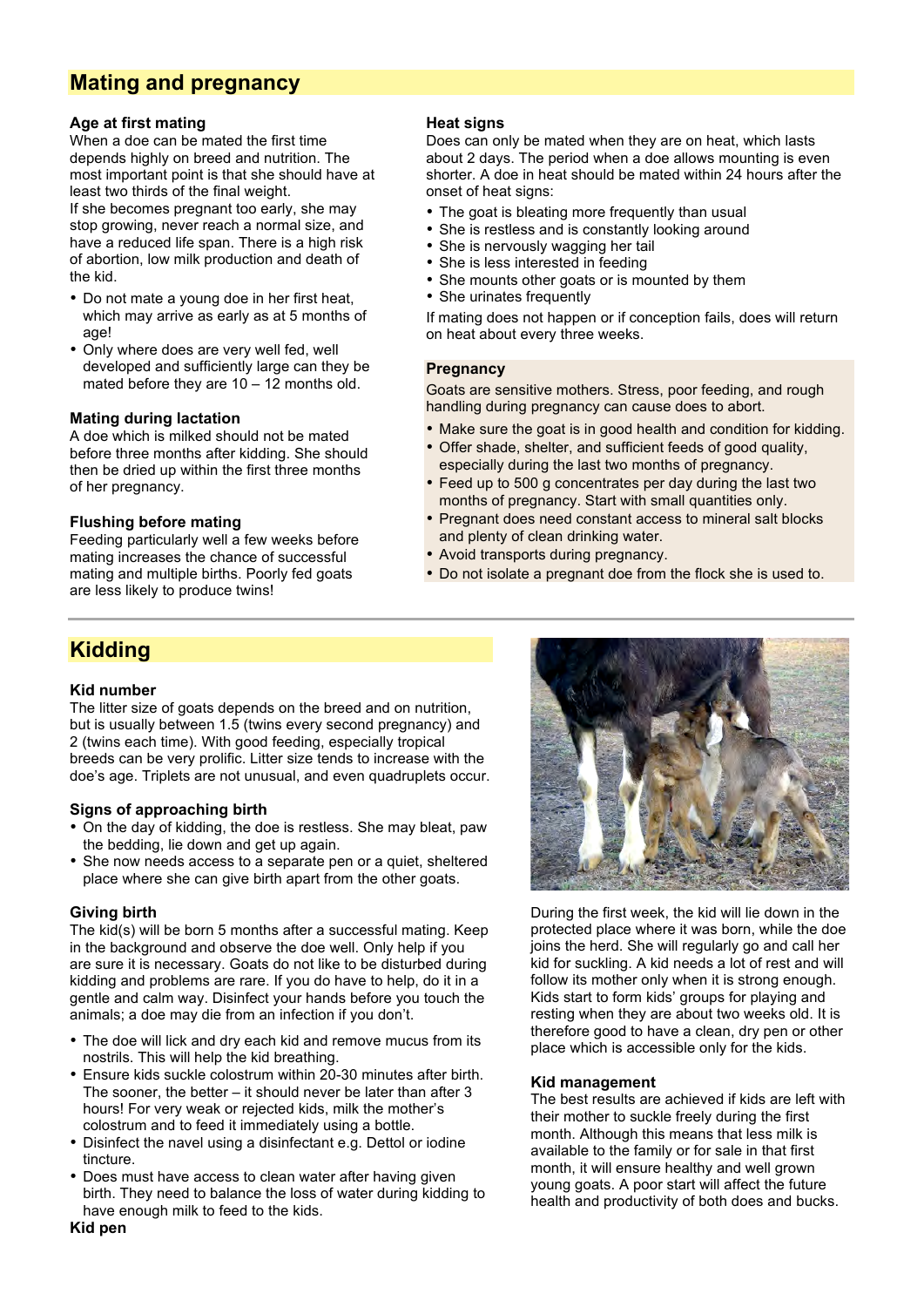## Mating and pregnancy

### Age at first mating

When a doe can be mated the first time depends highly on breed and nutrition. The most important point is that she should have at least two thirds of the final weight.
If she becomes pregnant too early, she may stop growing, never reach a normal size, and have a reduced life span. There is a high risk of abortion, low milk production and death of the kid.

- Do not mate a young doe in her first heat, which may arrive as early as at 5 months of age!
- Only where does are very well fed, well developed and sufficiently large can they be mated before they are 10 – 12 months old.

### Mating during lactation

A doe which is milked should not be mated before three months after kidding. She should then be dried up within the first three months of her pregnancy.

### Flushing before mating

Feeding particularly well a few weeks before mating increases the chance of successful mating and multiple births. Poorly fed goats are less likely to produce twins!

### Heat signs

Does can only be mated when they are on heat, which lasts about 2 days. The period when a doe allows mounting is even shorter. A doe in heat should be mated within 24 hours after the onset of heat signs:

- The goat is bleating more frequently than usual
- She is restless and is constantly looking around
- She is nervously wagging her tail
- She is less interested in feeding
- She mounts other goats or is mounted by them
- She urinates frequently

If mating does not happen or if conception fails, does will return on heat about every three weeks.

### Pregnancy

Goats are sensitive mothers. Stress, poor feeding, and rough handling during pregnancy can cause does to abort.

- Make sure the goat is in good health and condition for kidding.
- Offer shade, shelter, and sufficient feeds of good quality, especially during the last two months of pregnancy.
- Feed up to 500 g concentrates per day during the last two months of pregnancy. Start with small quantities only.
- Pregnant does need constant access to mineral salt blocks and plenty of clean drinking water.
- Avoid transports during pregnancy.
- Do not isolate a pregnant doe from the flock she is used to.

## Kidding

### Kid number

The litter size of goats depends on the breed and on nutrition, but is usually between 1.5 (twins every second pregnancy) and 2 (twins each time). With good feeding, especially tropical breeds can be very prolific. Litter size tends to increase with the doe's age. Triplets are not unusual, and even quadruplets occur.

### Signs of approaching birth

- On the day of kidding, the doe is restless. She may bleat, paw the bedding, lie down and get up again.
- She now needs access to a separate pen or a quiet, sheltered place where she can give birth apart from the other goats.

### Giving birth

The kid(s) will be born 5 months after a successful mating. Keep in the background and observe the doe well. Only help if you are sure it is necessary. Goats do not like to be disturbed during kidding and problems are rare. If you do have to help, do it in a gentle and calm way. Disinfect your hands before you touch the animals; a doe may die from an infection if you don't.

- The doe will lick and dry each kid and remove mucus from its nostrils. This will help the kid breathing.
- Ensure kids suckle colostrum within 20-30 minutes after birth. The sooner, the better – it should never be later than after 3 hours! For very weak or rejected kids, milk the mother's colostrum and to feed it immediately using a bottle.
- Disinfect the navel using a disinfectant e.g. Dettol or iodine tincture.
- Does must have access to clean water after having given birth. They need to balance the loss of water during kidding to have enough milk to feed to the kids.

### Kid pen

During the first week, the kid will lie down in the protected place where it was born, while the doe joins the herd. She will regularly go and call her kid for suckling. A kid needs a lot of rest and will follow its mother only when it is strong enough. Kids start to form kids' groups for playing and resting when they are about two weeks old. It is therefore good to have a clean, dry pen or other place which is accessible only for the kids.

### Kid management

The best results are achieved if kids are left with their mother to suckle freely during the first month. Although this means that less milk is available to the family or for sale in that first month, it will ensure healthy and well grown young goats. A poor start will affect the future health and productivity of both does and bucks.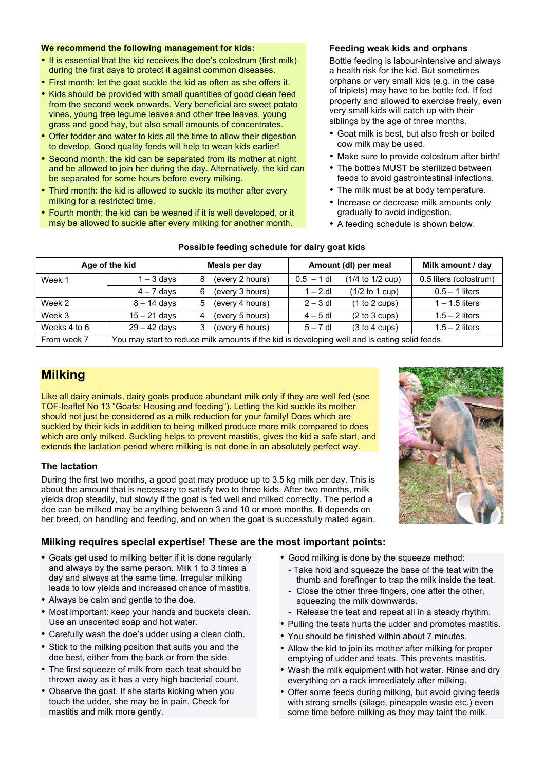**We recommend the following management for kids:**

- It is essential that the kid receives the doe's colostrum (first milk) during the first days to protect it against common diseases.
- First month: let the goat suckle the kid as often as she offers it.
- Kids should be provided with small quantities of good clean feed from the second week onwards. Very beneficial are sweet potato vines, young tree legume leaves and other tree leaves, young grass and good hay, but also small amounts of concentrates.
- Offer fodder and water to kids all the time to allow their digestion to develop. Good quality feeds will help to wean kids earlier!
- Second month: the kid can be separated from its mother at night and be allowed to join her during the day. Alternatively, the kid can be separated for some hours before every milking.
- Third month: the kid is allowed to suckle its mother after every milking for a restricted time.
- Fourth month: the kid can be weaned if it is well developed, or it may be allowed to suckle after every milking for another month.

### Feeding weak kids and orphans

Bottle feeding is labour-intensive and always a health risk for the kid. But sometimes orphans or very small kids (e.g. in the case of triplets) may have to be bottle fed. If fed properly and allowed to exercise freely, even very small kids will catch up with their siblings by the age of three months.

- Goat milk is best, but also fresh or boiled cow milk may be used.
- Make sure to provide colostrum after birth!
- The bottles MUST be sterilized between feeds to avoid gastrointestinal infections.
- The milk must be at body temperature.
- Increase or decrease milk amounts only gradually to avoid indigestion.
- A feeding schedule is shown below.

**Possible feeding schedule for dairy goat kids**

| Age of the kid | | Meals per day | Amount (dl) per meal | Milk amount / day |
|---|---|---|---|---|
| Week 1 | 1 – 3 days | 8 (every 2 hours) | 0.5 – 1 dl (1/4 to 1/2 cup) | 0.5 liters (colostrum) |
| | 4 – 7 days | 6 (every 3 hours) | 1 – 2 dl (1/2 to 1 cup) | 0.5 – 1 liters |
| Week 2 | 8 – 14 days | 5 (every 4 hours) | 2 – 3 dl (1 to 2 cups) | 1 – 1.5 liters |
| Week 3 | 15 – 21 days | 4 (every 5 hours) | 4 – 5 dl (2 to 3 cups) | 1.5 – 2 liters |
| Weeks 4 to 6 | 29 – 42 days | 3 (every 6 hours) | 5 – 7 dl (3 to 4 cups) | 1.5 – 2 liters |
| From week 7 | You may start to reduce milk amounts if the kid is developing well and is eating solid feeds. | | | |

## Milking

Like all dairy animals, dairy goats produce abundant milk only if they are well fed (see TOF-leaflet No 13 "Goats: Housing and feeding"). Letting the kid suckle its mother should not just be considered as a milk reduction for your family! Does which are suckled by their kids in addition to being milked produce more milk compared to does which are only milked. Suckling helps to prevent mastitis, gives the kid a safe start, and extends the lactation period where milking is not done in an absolutely perfect way.

### The lactation

During the first two months, a good goat may produce up to 3.5 kg milk per day. This is about the amount that is necessary to satisfy two to three kids. After two months, milk yields drop steadily, but slowly if the goat is fed well and milked correctly. The period a doe can be milked may be anything between 3 and 10 or more months. It depends on her breed, on handling and feeding, and on when the goat is successfully mated again.

### Milking requires special expertise! These are the most important points:

- Goats get used to milking better if it is done regularly and always by the same person. Milk 1 to 3 times a day and always at the same time. Irregular milking leads to low yields and increased chance of mastitis.
- Always be calm and gentle to the doe.
- Most important: keep your hands and buckets clean. Use an unscented soap and hot water.
- Carefully wash the doe's udder using a clean cloth.
- Stick to the milking position that suits you and the doe best, either from the back or from the side.
- The first squeeze of milk from each teat should be thrown away as it has a very high bacterial count.
- Observe the goat. If she starts kicking when you touch the udder, she may be in pain. Check for mastitis and milk more gently.
- Good milking is done by the squeeze method:
  - Take hold and squeeze the base of the teat with the thumb and forefinger to trap the milk inside the teat.
  - Close the other three fingers, one after the other, squeezing the milk downwards.
  - Release the teat and repeat all in a steady rhythm.
- Pulling the teats hurts the udder and promotes mastitis.
- You should be finished within about 7 minutes.
- Allow the kid to join its mother after milking for proper emptying of udder and teats. This prevents mastitis.
- Wash the milk equipment with hot water. Rinse and dry everything on a rack immediately after milking.
- Offer some feeds during milking, but avoid giving feeds with strong smells (silage, pineapple waste etc.) even some time before milking as they may taint the milk.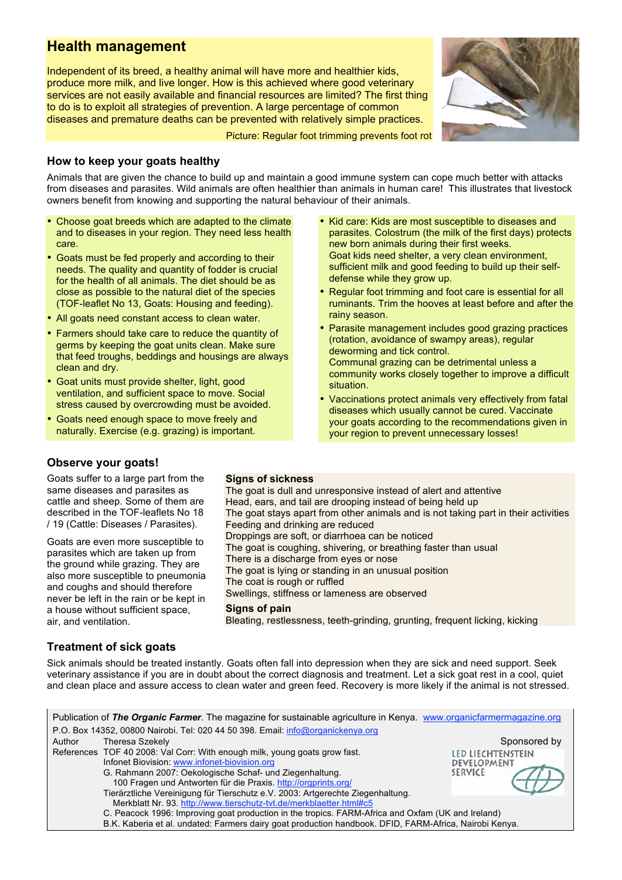# Health management

Independent of its breed, a healthy animal will have more and healthier kids, produce more milk, and live longer. How is this achieved where good veterinary services are not easily available and financial resources are limited? The first thing to do is to exploit all strategies of prevention. A large percentage of common diseases and premature deaths can be prevented with relatively simple practices.

Picture: Regular foot trimming prevents foot rot

## How to keep your goats healthy

Animals that are given the chance to build up and maintain a good immune system can cope much better with attacks from diseases and parasites. Wild animals are often healthier than animals in human care! This illustrates that livestock owners benefit from knowing and supporting the natural behaviour of their animals.

- Choose goat breeds which are adapted to the climate and to diseases in your region. They need less health care.
- Goats must be fed properly and according to their needs. The quality and quantity of fodder is crucial for the health of all animals. The diet should be as close as possible to the natural diet of the species (TOF-leaflet No 13, Goats: Housing and feeding).
- All goats need constant access to clean water.
- Farmers should take care to reduce the quantity of germs by keeping the goat units clean. Make sure that feed troughs, beddings and housings are always clean and dry.
- Goat units must provide shelter, light, good ventilation, and sufficient space to move. Social stress caused by overcrowding must be avoided.
- Goats need enough space to move freely and naturally. Exercise (e.g. grazing) is important.
- Kid care: Kids are most susceptible to diseases and parasites. Colostrum (the milk of the first days) protects new born animals during their first weeks. Goat kids need shelter, a very clean environment, sufficient milk and good feeding to build up their self-defense while they grow up.
- Regular foot trimming and foot care is essential for all ruminants. Trim the hooves at least before and after the rainy season.
- Parasite management includes good grazing practices (rotation, avoidance of swampy areas), regular deworming and tick control. Communal grazing can be detrimental unless a community works closely together to improve a difficult situation.
- Vaccinations protect animals very effectively from fatal diseases which usually cannot be cured. Vaccinate your goats according to the recommendations given in your region to prevent unnecessary losses!

## Observe your goats!

Goats suffer to a large part from the same diseases and parasites as cattle and sheep. Some of them are described in the TOF-leaflets No 18 / 19 (Cattle: Diseases / Parasites).

Goats are even more susceptible to parasites which are taken up from the ground while grazing. They are also more susceptible to pneumonia and coughs and should therefore never be left in the rain or be kept in a house without sufficient space, air, and ventilation.

**Signs of sickness**

The goat is dull and unresponsive instead of alert and attentive
Head, ears, and tail are drooping instead of being held up
The goat stays apart from other animals and is not taking part in their activities
Feeding and drinking are reduced
Droppings are soft, or diarrhoea can be noticed
The goat is coughing, shivering, or breathing faster than usual
There is a discharge from eyes or nose
The goat is lying or standing in an unusual position
The coat is rough or ruffled
Swellings, stiffness or lameness are observed

**Signs of pain**

Bleating, restlessness, teeth-grinding, grunting, frequent licking, kicking

## Treatment of sick goats

Sick animals should be treated instantly. Goats often fall into depression when they are sick and need support. Seek veterinary assistance if you are in doubt about the correct diagnosis and treatment. Let a sick goat rest in a cool, quiet and clean place and assure access to clean water and green feed. Recovery is more likely if the animal is not stressed.

---

Publication of ***The Organic Farmer***. The magazine for sustainable agriculture in Kenya. www.organicfarmermagazine.org
P.O. Box 14352, 00800 Nairobi. Tel: 020 44 50 398. Email: info@organickenya.org

Author: Theresa Szekely

References:
TOF 40 2008: Val Corr: With enough milk, young goats grow fast.
Infonet Biovision: www.infonet-biovision.org
G. Rahmann 2007: Oekologische Schaf- und Ziegenhaltung. 100 Fragen und Antworten für die Praxis. http://orgprints.org/
Tierärztliche Vereinigung für Tierschutz e.V. 2003: Artgerechte Ziegenhaltung. Merkblatt Nr. 93. http://www.tierschutz-tvt.de/merkblaetter.html#c5
C. Peacock 1996: Improving goat production in the tropics. FARM-Africa and Oxfam (UK and Ireland)
B.K. Kaberia et al. undated: Farmers dairy goat production handbook. DFID, FARM-Africa, Nairobi Kenya.

Sponsored by
LED LIECHTENSTEIN DEVELOPMENT SERVICE